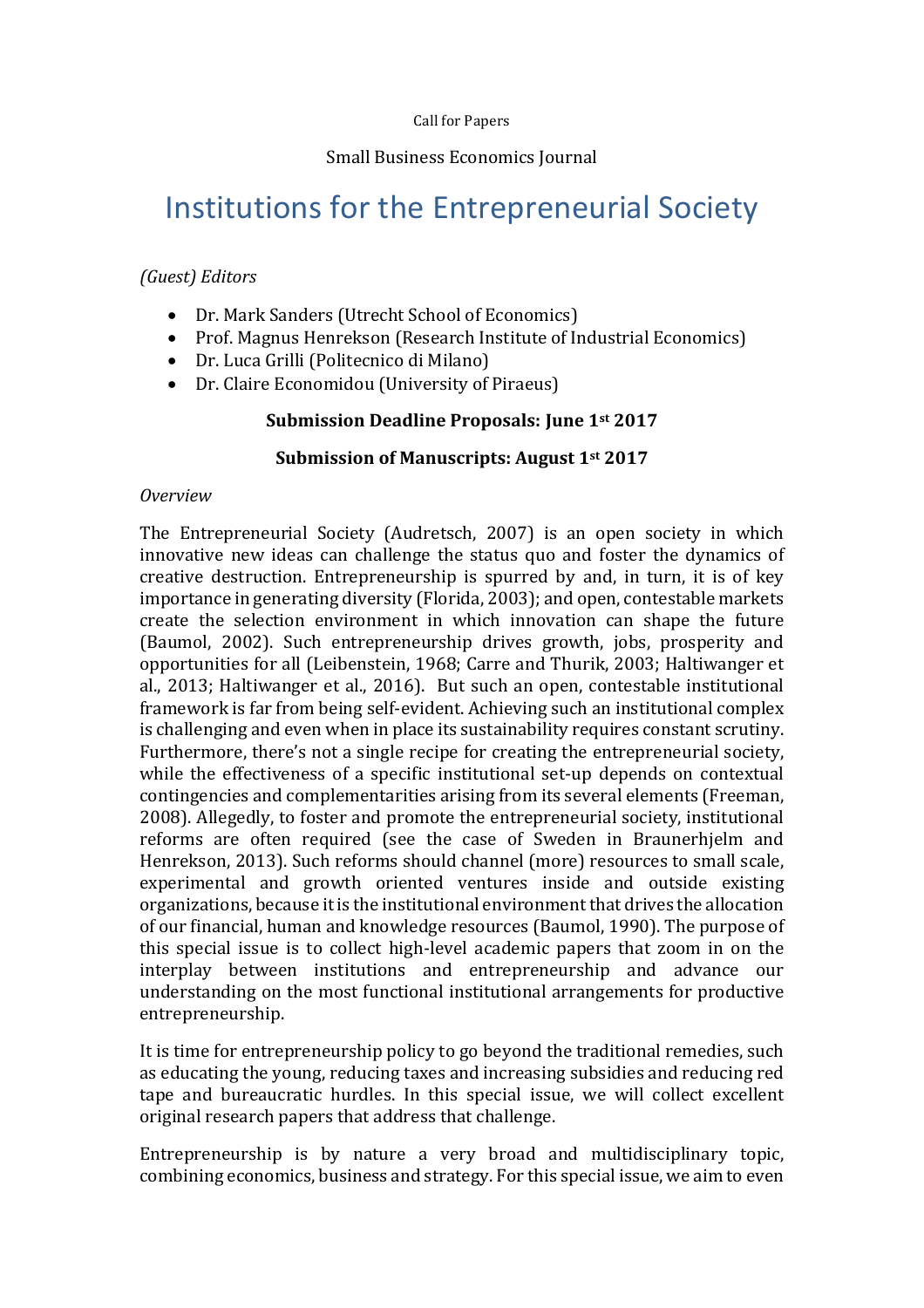Call for Papers

Small Business Economics Journal

# Institutions for the Entrepreneurial Society

*(Guest) Editors*

- Dr. Mark Sanders (Utrecht School of Economics)
- Prof. Magnus Henrekson (Research Institute of Industrial Economics)
- Dr. Luca Grilli (Politecnico di Milano)
- Dr. Claire Economidou (University of Piraeus)

**Submission Deadline Proposals: June 1st 2017**

**Submission of Manuscripts: August 1st 2017**

*Overview*

The Entrepreneurial Society (Audretsch, 2007) is an open society in which innovative new ideas can challenge the status quo and foster the dynamics of creative destruction. Entrepreneurship is spurred by and, in turn, it is of key importance in generating diversity (Florida, 2003); and open, contestable markets create the selection environment in which innovation can shape the future (Baumol, 2002). Such entrepreneurship drives growth, jobs, prosperity and opportunities for all (Leibenstein, 1968; Carre and Thurik, 2003; Haltiwanger et al., 2013; Haltiwanger et al., 2016). But such an open, contestable institutional framework is far from being self-evident. Achieving such an institutional complex is challenging and even when in place its sustainability requires constant scrutiny. Furthermore, there's not a single recipe for creating the entrepreneurial society, while the effectiveness of a specific institutional set-up depends on contextual contingencies and complementarities arising from its several elements (Freeman, 2008). Allegedly, to foster and promote the entrepreneurial society, institutional reforms are often required (see the case of Sweden in Braunerhjelm and Henrekson, 2013). Such reforms should channel (more) resources to small scale, experimental and growth oriented ventures inside and outside existing organizations, because it is the institutional environment that drives the allocation of our financial, human and knowledge resources (Baumol, 1990). The purpose of this special issue is to collect high-level academic papers that zoom in on the interplay between institutions and entrepreneurship and advance our understanding on the most functional institutional arrangements for productive entrepreneurship.

It is time for entrepreneurship policy to go beyond the traditional remedies, such as educating the young, reducing taxes and increasing subsidies and reducing red tape and bureaucratic hurdles. In this special issue, we will collect excellent original research papers that address that challenge.

Entrepreneurship is by nature a very broad and multidisciplinary topic, combining economics, business and strategy. For this special issue, we aim to even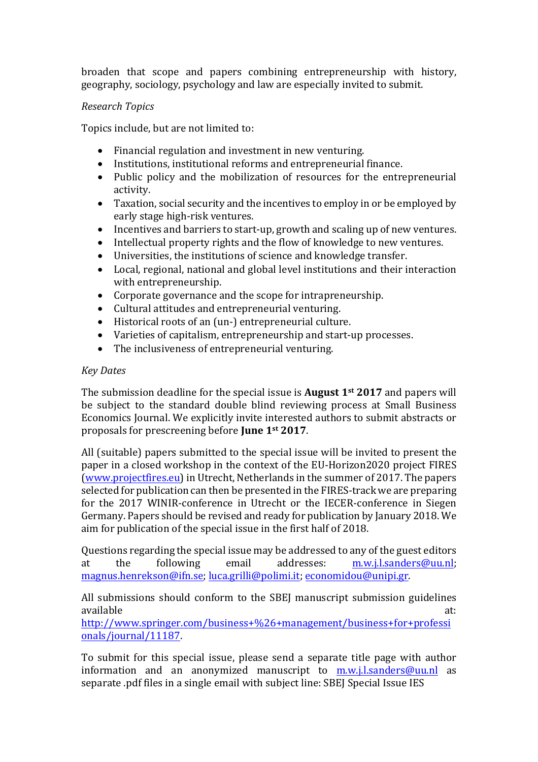broaden that scope and papers combining entrepreneurship with history, geography, sociology, psychology and law are especially invited to submit.

*Research Topics*

Topics include, but are not limited to:

- Financial regulation and investment in new venturing.
- Institutions, institutional reforms and entrepreneurial finance.
- Public policy and the mobilization of resources for the entrepreneurial activity.
- Taxation, social security and the incentives to employ in or be employed by early stage high-risk ventures.
- Incentives and barriers to start-up, growth and scaling up of new ventures.
- Intellectual property rights and the flow of knowledge to new ventures.
- Universities, the institutions of science and knowledge transfer.
- Local, regional, national and global level institutions and their interaction with entrepreneurship.
- Corporate governance and the scope for intrapreneurship.
- Cultural attitudes and entrepreneurial venturing.
- Historical roots of an (un-) entrepreneurial culture.
- Varieties of capitalism, entrepreneurship and start-up processes.
- The inclusiveness of entrepreneurial venturing.

*Key Dates*

The submission deadline for the special issue is **August 1st 2017** and papers will be subject to the standard double blind reviewing process at Small Business Economics Journal. We explicitly invite interested authors to submit abstracts or proposals for prescreening before **June 1st 2017**.

All (suitable) papers submitted to the special issue will be invited to present the paper in a closed workshop in the context of the EU-Horizon2020 project FIRES (www.projectfires.eu) in Utrecht, Netherlands in the summer of 2017. The papers selected for publication can then be presented in the FIRES-track we are preparing for the 2017 WINIR-conference in Utrecht or the IECER-conference in Siegen Germany. Papers should be revised and ready for publication by January 2018. We aim for publication of the special issue in the first half of 2018.

Questions regarding the special issue may be addressed to any of the guest editors at the following email addresses: m.w.j.l.sanders@uu.nl; magnus.henrekson@ifn.se; luca.grilli@polimi.it; economidou@unipi.gr.

All submissions should conform to the SBEJ manuscript submission guidelines available at: http://www.springer.com/business+%26+management/business+for+professionals/journal/11187.

To submit for this special issue, please send a separate title page with author information and an anonymized manuscript to m.w.j.l.sanders@uu.nl as separate .pdf files in a single email with subject line: SBEJ Special Issue IES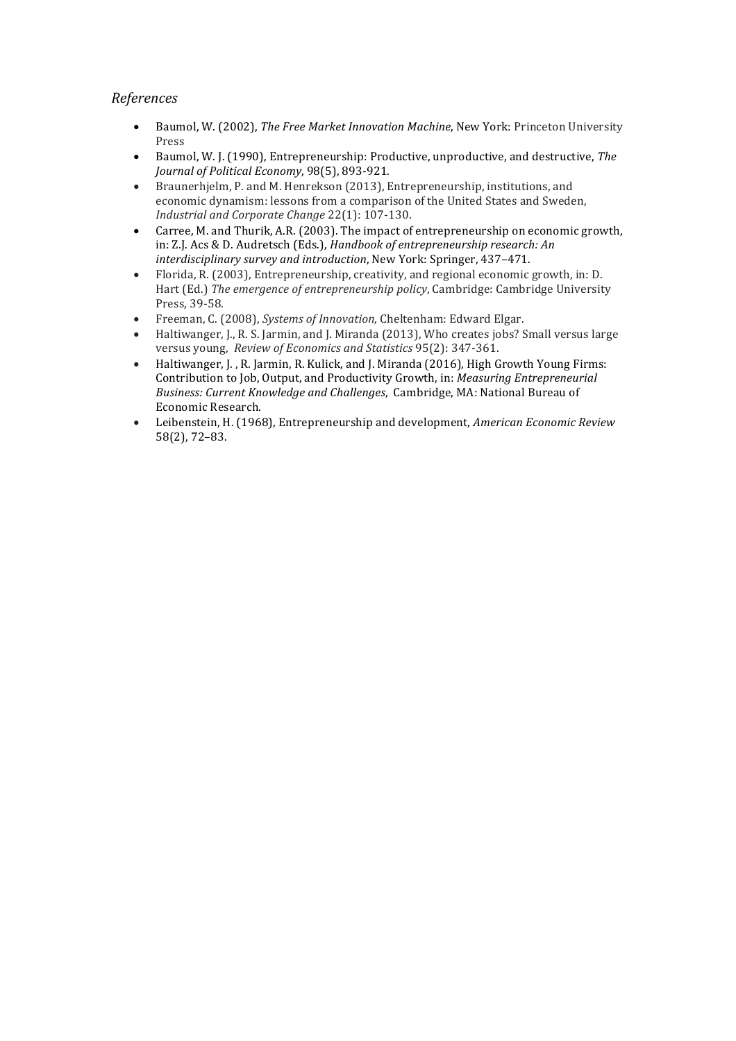*References*

- Baumol, W. (2002), *The Free Market Innovation Machine*, New York: Princeton University Press
- Baumol, W. J. (1990), Entrepreneurship: Productive, unproductive, and destructive, *The Journal of Political Economy*, 98(5), 893-921.
- Braunerhjelm, P. and M. Henrekson (2013), Entrepreneurship, institutions, and economic dynamism: lessons from a comparison of the United States and Sweden, *Industrial and Corporate Change* 22(1): 107-130.
- Carree, M. and Thurik, A.R. (2003). The impact of entrepreneurship on economic growth, in: Z.J. Acs & D. Audretsch (Eds.), *Handbook of entrepreneurship research: An interdisciplinary survey and introduction*, New York: Springer, 437–471.
- Florida, R. (2003), Entrepreneurship, creativity, and regional economic growth, in: D. Hart (Ed.) *The emergence of entrepreneurship policy*, Cambridge: Cambridge University Press, 39-58.
- Freeman, C. (2008), *Systems of Innovation*, Cheltenham: Edward Elgar.
- Haltiwanger, J., R. S. Jarmin, and J. Miranda (2013), Who creates jobs? Small versus large versus young, *Review of Economics and Statistics* 95(2): 347-361.
- Haltiwanger, J. , R. Jarmin, R. Kulick, and J. Miranda (2016), High Growth Young Firms: Contribution to Job, Output, and Productivity Growth, in: *Measuring Entrepreneurial Business: Current Knowledge and Challenges*, Cambridge, MA: National Bureau of Economic Research.
- Leibenstein, H. (1968), Entrepreneurship and development, *American Economic Review* 58(2), 72–83.